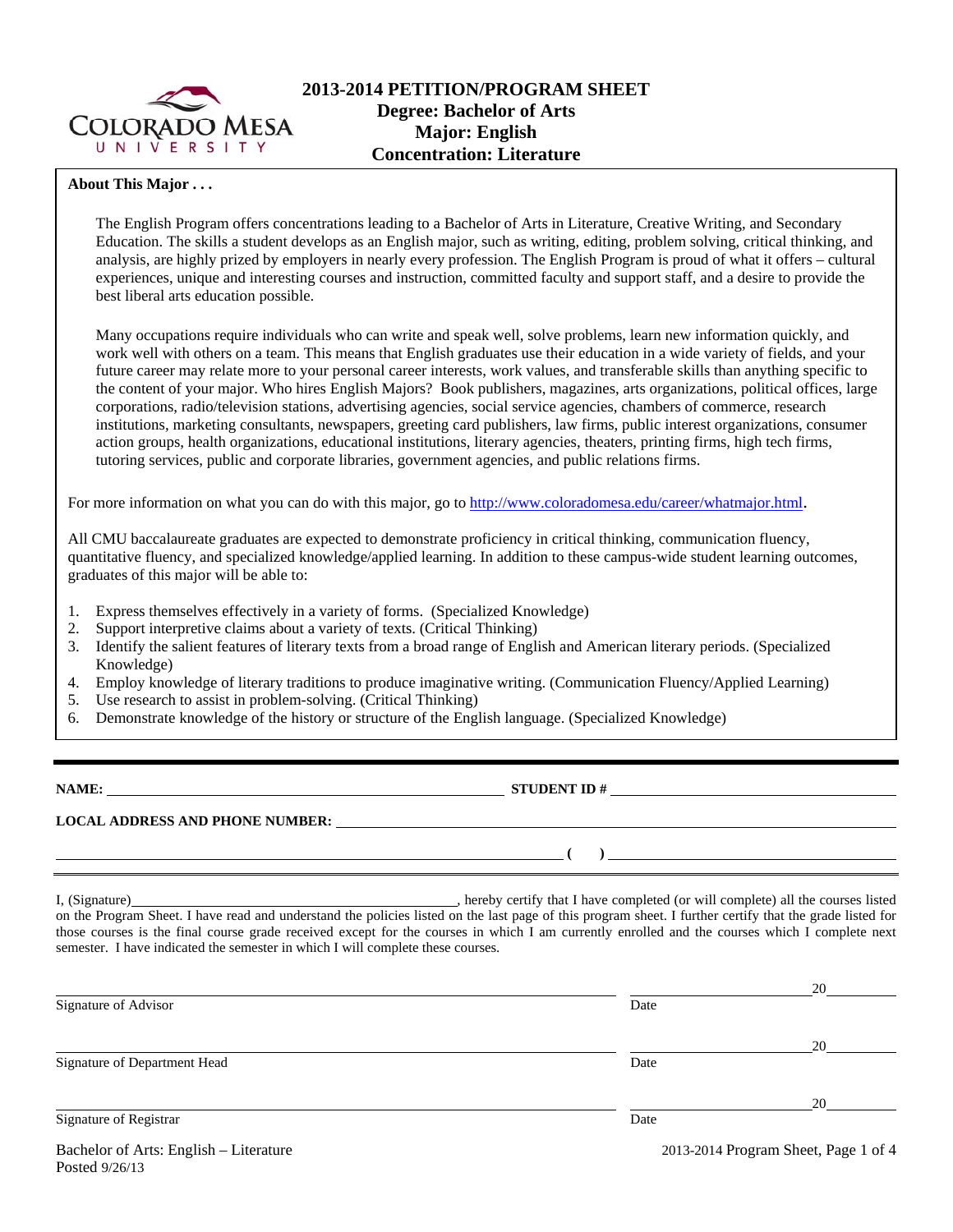# 2013-2014 PETITION/PROGRAM SHEET
## Degree: Bachelor of Arts
## Major: English
## Concentration: Literature

**About This Major . . .**

The English Program offers concentrations leading to a Bachelor of Arts in Literature, Creative Writing, and Secondary Education. The skills a student develops as an English major, such as writing, editing, problem solving, critical thinking, and analysis, are highly prized by employers in nearly every profession. The English Program is proud of what it offers – cultural experiences, unique and interesting courses and instruction, committed faculty and support staff, and a desire to provide the best liberal arts education possible.

Many occupations require individuals who can write and speak well, solve problems, learn new information quickly, and work well with others on a team. This means that English graduates use their education in a wide variety of fields, and your future career may relate more to your personal career interests, work values, and transferable skills than anything specific to the content of your major. Who hires English Majors? Book publishers, magazines, arts organizations, political offices, large corporations, radio/television stations, advertising agencies, social service agencies, chambers of commerce, research institutions, marketing consultants, newspapers, greeting card publishers, law firms, public interest organizations, consumer action groups, health organizations, educational institutions, literary agencies, theaters, printing firms, high tech firms, tutoring services, public and corporate libraries, government agencies, and public relations firms.

For more information on what you can do with this major, go to http://www.coloradomesa.edu/career/whatmajor.html.

All CMU baccalaureate graduates are expected to demonstrate proficiency in critical thinking, communication fluency, quantitative fluency, and specialized knowledge/applied learning. In addition to these campus-wide student learning outcomes, graduates of this major will be able to:

1. Express themselves effectively in a variety of forms. (Specialized Knowledge)
2. Support interpretive claims about a variety of texts. (Critical Thinking)
3. Identify the salient features of literary texts from a broad range of English and American literary periods. (Specialized Knowledge)
4. Employ knowledge of literary traditions to produce imaginative writing. (Communication Fluency/Applied Learning)
5. Use research to assist in problem-solving. (Critical Thinking)
6. Demonstrate knowledge of the history or structure of the English language. (Specialized Knowledge)

---

**NAME:** ______________________________ **STUDENT ID #** ______________________________

**LOCAL ADDRESS AND PHONE NUMBER:** ______________________________

______________________________ **(   )** ______________________________

I, (Signature)______________________________, hereby certify that I have completed (or will complete) all the courses listed on the Program Sheet. I have read and understand the policies listed on the last page of this program sheet. I further certify that the grade listed for those courses is the final course grade received except for the courses in which I am currently enrolled and the courses which I complete next semester. I have indicated the semester in which I will complete these courses.

______________________________ ______________20______
Signature of Advisor Date

______________________________ ______________20______
Signature of Department Head Date

______________________________ ______________20______
Signature of Registrar Date

Bachelor of Arts: English – Literature
Posted 9/26/13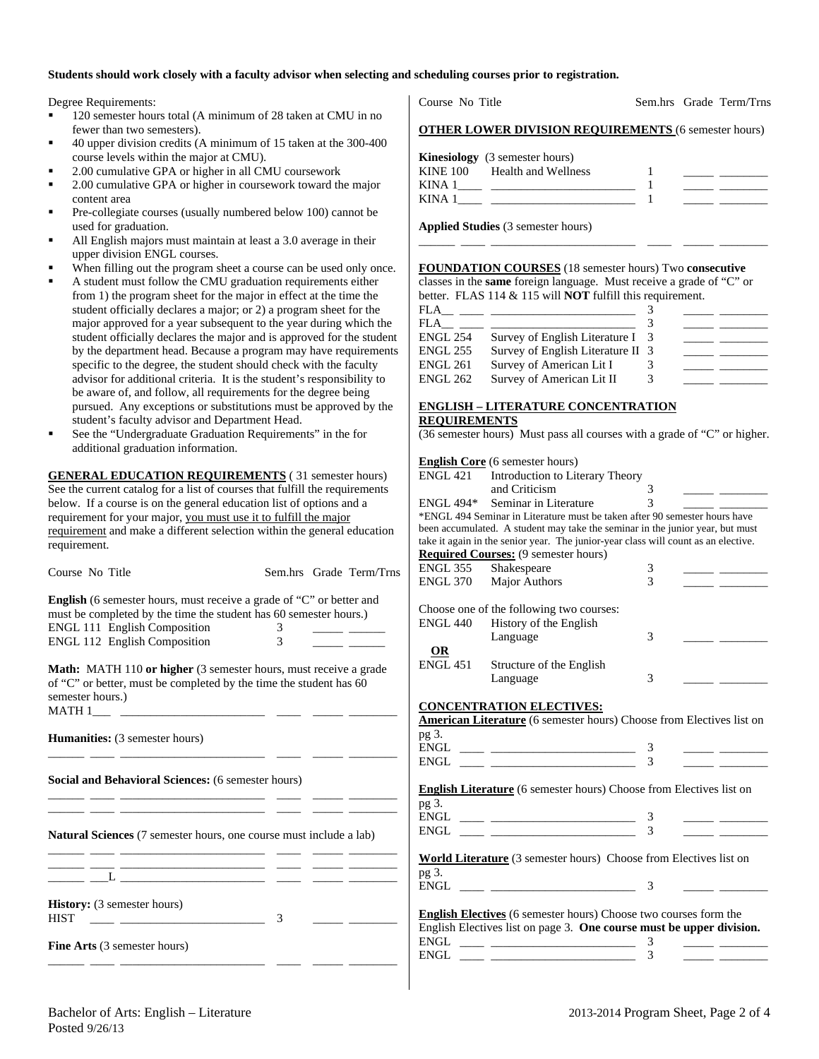**Students should work closely with a faculty advisor when selecting and scheduling courses prior to registration.**

Degree Requirements:

- 120 semester hours total (A minimum of 28 taken at CMU in no fewer than two semesters).
- 40 upper division credits (A minimum of 15 taken at the 300-400 course levels within the major at CMU).
- 2.00 cumulative GPA or higher in all CMU coursework
- 2.00 cumulative GPA or higher in coursework toward the major content area
- Pre-collegiate courses (usually numbered below 100) cannot be used for graduation.
- All English majors must maintain at least a 3.0 average in their upper division ENGL courses.
- When filling out the program sheet a course can be used only once.
- A student must follow the CMU graduation requirements either from 1) the program sheet for the major in effect at the time the student officially declares a major; or 2) a program sheet for the major approved for a year subsequent to the year during which the student officially declares the major and is approved for the student by the department head. Because a program may have requirements specific to the degree, the student should check with the faculty advisor for additional criteria. It is the student's responsibility to be aware of, and follow, all requirements for the degree being pursued. Any exceptions or substitutions must be approved by the student's faculty advisor and Department Head.
- See the "Undergraduate Graduation Requirements" in the for additional graduation information.

**GENERAL EDUCATION REQUIREMENTS** ( 31 semester hours) See the current catalog for a list of courses that fulfill the requirements below. If a course is on the general education list of options and a requirement for your major, you must use it to fulfill the major requirement and make a different selection within the general education requirement.

| Course No | Title | Sem.hrs | Grade | Term/Trns |
|---|---|---|---|---|
| **English** (6 semester hours, must receive a grade of "C" or better and must be completed by the time the student has 60 semester hours.) | | | | |
| ENGL 111 | English Composition | 3 | ____ | ____ |
| ENGL 112 | English Composition | 3 | ____ | ____ |
| **Math: MATH 110 or higher** (3 semester hours, must receive a grade of "C" or better, must be completed by the time the student has 60 semester hours.) | | | | |
| MATH 1___ | ____________ | ____ | ____ | ____ |
| **Humanities:** (3 semester hours) | | | | |
| ______ ____ | ____________ | ____ | ____ | ____ |
| **Social and Behavioral Sciences:** (6 semester hours) | | | | |
| ______ ____ | ____________ | ____ | ____ | ____ |
| ______ ____ | ____________ | ____ | ____ | ____ |
| **Natural Sciences** (7 semester hours, one course must include a lab) | | | | |
| ______ ____ | ____________ | ____ | ____ | ____ |
| ______ ____ | ____________ | ____ | ____ | ____ |
| ______ ___L | ____________ | ____ | ____ | ____ |
| **History:** (3 semester hours) | | | | |
| HIST ____ | ____________ | 3 | ____ | ____ |
| **Fine Arts** (3 semester hours) | | | | |
| ______ ____ | ____________ | ____ | ____ | ____ |

**OTHER LOWER DIVISION REQUIREMENTS** (6 semester hours)

| Course No | Title | Sem.hrs | Grade | Term/Trns |
|---|---|---|---|---|
| **Kinesiology** (3 semester hours) | | | | |
| KINE 100 | Health and Wellness | 1 | ____ | ____ |
| KINA 1____ | ____________ | 1 | ____ | ____ |
| KINA 1____ | ____________ | 1 | ____ | ____ |
| **Applied Studies** (3 semester hours) | | | | |
| ______ ____ | ____________ | ____ | ____ | ____ |

**FOUNDATION COURSES** (18 semester hours) Two **consecutive** classes in the **same** foreign language. Must receive a grade of "C" or better. FLAS 114 & 115 will **NOT** fulfill this requirement.

| Course No | Title | Sem.hrs | Grade | Term/Trns |
|---|---|---|---|---|
| FLA__ ____ | ____________ | 3 | ____ | ____ |
| FLA__ ____ | ____________ | 3 | ____ | ____ |
| ENGL 254 | Survey of English Literature I | 3 | ____ | ____ |
| ENGL 255 | Survey of English Literature II | 3 | ____ | ____ |
| ENGL 261 | Survey of American Lit I | 3 | ____ | ____ |
| ENGL 262 | Survey of American Lit II | 3 | ____ | ____ |

**ENGLISH – LITERATURE CONCENTRATION REQUIREMENTS**

(36 semester hours) Must pass all courses with a grade of "C" or higher.

**English Core** (6 semester hours)

| Course No | Title | Sem.hrs | Grade | Term/Trns |
|---|---|---|---|---|
| ENGL 421 | Introduction to Literary Theory and Criticism | 3 | ____ | ____ |
| ENGL 494* | Seminar in Literature | 3 | ____ | ____ |

*ENGL 494 Seminar in Literature must be taken after 90 semester hours have been accumulated. A student may take the seminar in the junior year, but must take it again in the senior year. The junior-year class will count as an elective.

**Required Courses:** (9 semester hours)

| Course No | Title | Sem.hrs | Grade | Term/Trns |
|---|---|---|---|---|
| ENGL 355 | Shakespeare | 3 | ____ | ____ |
| ENGL 370 | Major Authors | 3 | ____ | ____ |

Choose one of the following two courses:

| Course No | Title | Sem.hrs | Grade | Term/Trns |
|---|---|---|---|---|
| ENGL 440 | History of the English Language | 3 | ____ | ____ |
| **OR** | | | | |
| ENGL 451 | Structure of the English Language | 3 | ____ | ____ |

**CONCENTRATION ELECTIVES:**

**American Literature** (6 semester hours) Choose from Electives list on pg 3.

| Course No | Title | Sem.hrs | Grade | Term/Trns |
|---|---|---|---|---|
| ENGL ____ | ____________ | 3 | ____ | ____ |
| ENGL ____ | ____________ | 3 | ____ | ____ |

**English Literature** (6 semester hours) Choose from Electives list on pg 3.

| Course No | Title | Sem.hrs | Grade | Term/Trns |
|---|---|---|---|---|
| ENGL ____ | ____________ | 3 | ____ | ____ |
| ENGL ____ | ____________ | 3 | ____ | ____ |

**World Literature** (3 semester hours) Choose from Electives list on pg 3.

| Course No | Title | Sem.hrs | Grade | Term/Trns |
|---|---|---|---|---|
| ENGL ____ | ____________ | 3 | ____ | ____ |

**English Electives** (6 semester hours) Choose two courses form the English Electives list on page 3. **One course must be upper division.**

| Course No | Title | Sem.hrs | Grade | Term/Trns |
|---|---|---|---|---|
| ENGL ____ | ____________ | 3 | ____ | ____ |
| ENGL ____ | ____________ | 3 | ____ | ____ |

Bachelor of Arts: English – Literature
Posted 9/26/13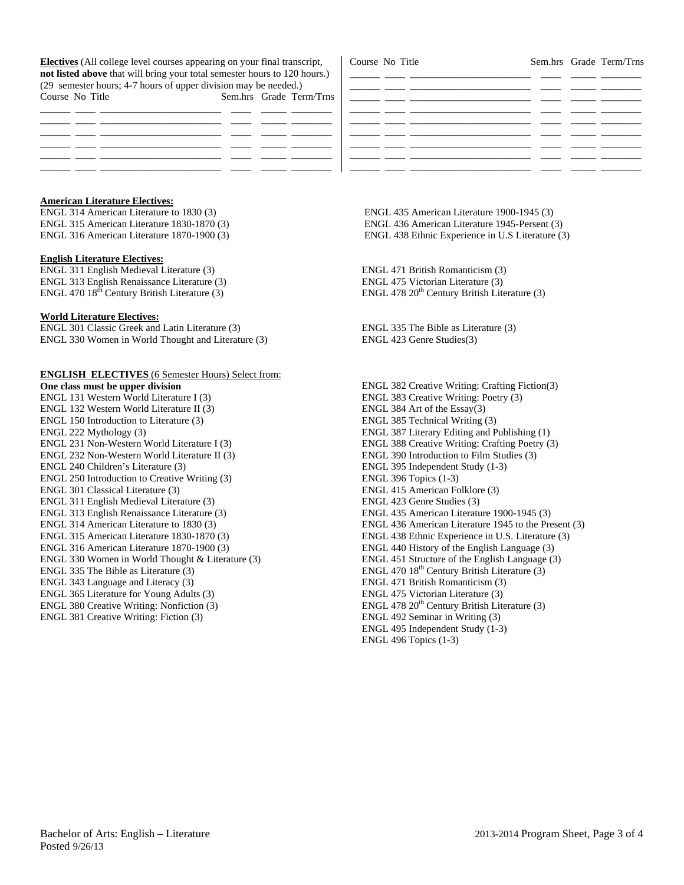**Electives** (All college level courses appearing on your final transcript, **not listed above** that will bring your total semester hours to 120 hours.) (29 semester hours; 4-7 hours of upper division may be needed.)

| Course | No | Title | Sem.hrs | Grade | Term/Trns |
|---|---|---|---|---|---|
| | | | | | |
| | | | | | |
| | | | | | |
| | | | | | |
| | | | | | |
| | | | | | |

| Course | No | Title | Sem.hrs | Grade | Term/Trns |
|---|---|---|---|---|---|
| | | | | | |
| | | | | | |
| | | | | | |
| | | | | | |
| | | | | | |
| | | | | | |
| | | | | | |
| | | | | | |

**American Literature Electives:**

ENGL 314 American Literature to 1830 (3)
ENGL 315 American Literature 1830-1870 (3)
ENGL 316 American Literature 1870-1900 (3)
ENGL 435 American Literature 1900-1945 (3)
ENGL 436 American Literature 1945-Persent (3)
ENGL 438 Ethnic Experience in U.S Literature (3)

**English Literature Electives:**

ENGL 311 English Medieval Literature (3)
ENGL 313 English Renaissance Literature (3)
ENGL 470 18th Century British Literature (3)
ENGL 471 British Romanticism (3)
ENGL 475 Victorian Literature (3)
ENGL 478 20th Century British Literature (3)

**World Literature Electives:**

ENGL 301 Classic Greek and Latin Literature (3)
ENGL 330 Women in World Thought and Literature (3)
ENGL 335 The Bible as Literature (3)
ENGL 423 Genre Studies(3)

**ENGLISH ELECTIVES** (6 Semester Hours) Select from:
**One class must be upper division**

ENGL 131 Western World Literature I (3)
ENGL 132 Western World Literature II (3)
ENGL 150 Introduction to Literature (3)
ENGL 222 Mythology (3)
ENGL 231 Non-Western World Literature I (3)
ENGL 232 Non-Western World Literature II (3)
ENGL 240 Children's Literature (3)
ENGL 250 Introduction to Creative Writing (3)
ENGL 301 Classical Literature (3)
ENGL 311 English Medieval Literature (3)
ENGL 313 English Renaissance Literature (3)
ENGL 314 American Literature to 1830 (3)
ENGL 315 American Literature 1830-1870 (3)
ENGL 316 American Literature 1870-1900 (3)
ENGL 330 Women in World Thought & Literature (3)
ENGL 335 The Bible as Literature (3)
ENGL 343 Language and Literacy (3)
ENGL 365 Literature for Young Adults (3)
ENGL 380 Creative Writing: Nonfiction (3)
ENGL 381 Creative Writing: Fiction (3)
ENGL 382 Creative Writing: Crafting Fiction(3)
ENGL 383 Creative Writing: Poetry (3)
ENGL 384 Art of the Essay(3)
ENGL 385 Technical Writing (3)
ENGL 387 Literary Editing and Publishing (1)
ENGL 388 Creative Writing: Crafting Poetry (3)
ENGL 390 Introduction to Film Studies (3)
ENGL 395 Independent Study (1-3)
ENGL 396 Topics (1-3)
ENGL 415 American Folklore (3)
ENGL 423 Genre Studies (3)
ENGL 435 American Literature 1900-1945 (3)
ENGL 436 American Literature 1945 to the Present (3)
ENGL 438 Ethnic Experience in U.S. Literature (3)
ENGL 440 History of the English Language (3)
ENGL 451 Structure of the English Language (3)
ENGL 470 18th Century British Literature (3)
ENGL 471 British Romanticism (3)
ENGL 475 Victorian Literature (3)
ENGL 478 20th Century British Literature (3)
ENGL 492 Seminar in Writing (3)
ENGL 495 Independent Study (1-3)
ENGL 496 Topics (1-3)

Bachelor of Arts: English – Literature
Posted 9/26/13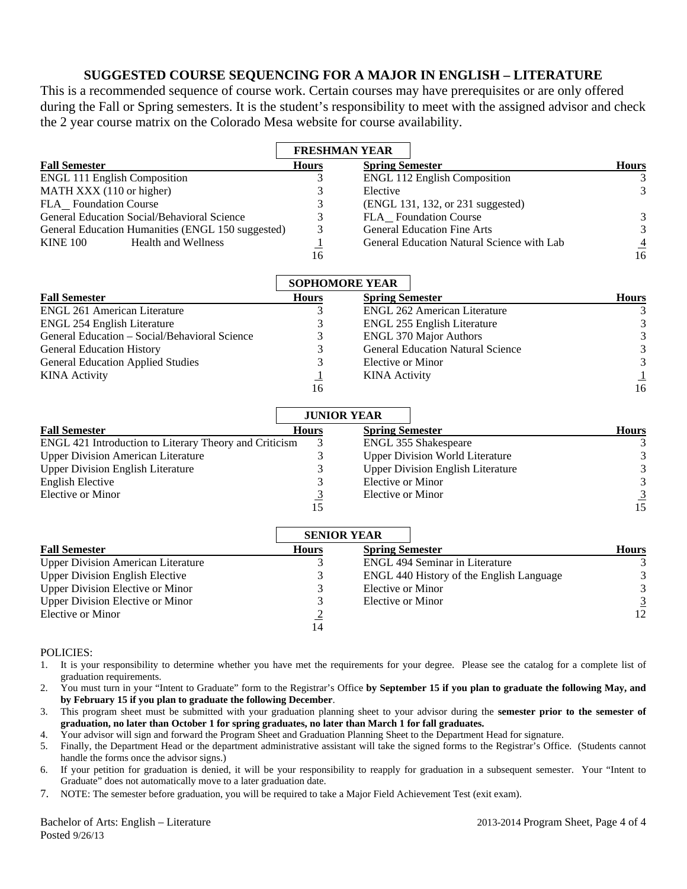## SUGGESTED COURSE SEQUENCING FOR A MAJOR IN ENGLISH – LITERATURE

This is a recommended sequence of course work. Certain courses may have prerequisites or are only offered during the Fall or Spring semesters. It is the student's responsibility to meet with the assigned advisor and check the 2 year course matrix on the Colorado Mesa website for course availability.

### FRESHMAN YEAR

| Fall Semester | Hours | Spring Semester | Hours |
|---|---|---|---|
| ENGL 111 English Composition | 3 | ENGL 112 English Composition | 3 |
| MATH XXX (110 or higher) | 3 | Elective | 3 |
| FLA_ Foundation Course | 3 | (ENGL 131, 132, or 231 suggested) | |
| General Education Social/Behavioral Science | 3 | FLA_ Foundation Course | 3 |
| General Education Humanities (ENGL 150 suggested) | 3 | General Education Fine Arts | 3 |
| KINE 100 Health and Wellness | 1 | General Education Natural Science with Lab | 4 |
| | 16 | | 16 |

### SOPHOMORE YEAR

| Fall Semester | Hours | Spring Semester | Hours |
|---|---|---|---|
| ENGL 261 American Literature | 3 | ENGL 262 American Literature | 3 |
| ENGL 254 English Literature | 3 | ENGL 255 English Literature | 3 |
| General Education – Social/Behavioral Science | 3 | ENGL 370 Major Authors | 3 |
| General Education History | 3 | General Education Natural Science | 3 |
| General Education Applied Studies | 3 | Elective or Minor | 3 |
| KINA Activity | 1 | KINA Activity | 1 |
| | 16 | | 16 |

### JUNIOR YEAR

| Fall Semester | Hours | Spring Semester | Hours |
|---|---|---|---|
| ENGL 421 Introduction to Literary Theory and Criticism | 3 | ENGL 355 Shakespeare | 3 |
| Upper Division American Literature | 3 | Upper Division World Literature | 3 |
| Upper Division English Literature | 3 | Upper Division English Literature | 3 |
| English Elective | 3 | Elective or Minor | 3 |
| Elective or Minor | 3 | Elective or Minor | 3 |
| | 15 | | 15 |

### SENIOR YEAR

| Fall Semester | Hours | Spring Semester | Hours |
|---|---|---|---|
| Upper Division American Literature | 3 | ENGL 494 Seminar in Literature | 3 |
| Upper Division English Elective | 3 | ENGL 440 History of the English Language | 3 |
| Upper Division Elective or Minor | 3 | Elective or Minor | 3 |
| Upper Division Elective or Minor | 3 | Elective or Minor | 3 |
| Elective or Minor | 2 | | 12 |
| | 14 | | |

POLICIES:

1. It is your responsibility to determine whether you have met the requirements for your degree. Please see the catalog for a complete list of graduation requirements.
2. You must turn in your "Intent to Graduate" form to the Registrar's Office **by September 15 if you plan to graduate the following May, and by February 15 if you plan to graduate the following December**.
3. This program sheet must be submitted with your graduation planning sheet to your advisor during the **semester prior to the semester of graduation, no later than October 1 for spring graduates, no later than March 1 for fall graduates.**
4. Your advisor will sign and forward the Program Sheet and Graduation Planning Sheet to the Department Head for signature.
5. Finally, the Department Head or the department administrative assistant will take the signed forms to the Registrar's Office. (Students cannot handle the forms once the advisor signs.)
6. If your petition for graduation is denied, it will be your responsibility to reapply for graduation in a subsequent semester. Your "Intent to Graduate" does not automatically move to a later graduation date.
7. NOTE: The semester before graduation, you will be required to take a Major Field Achievement Test (exit exam).

Bachelor of Arts: English – Literature
Posted 9/26/13